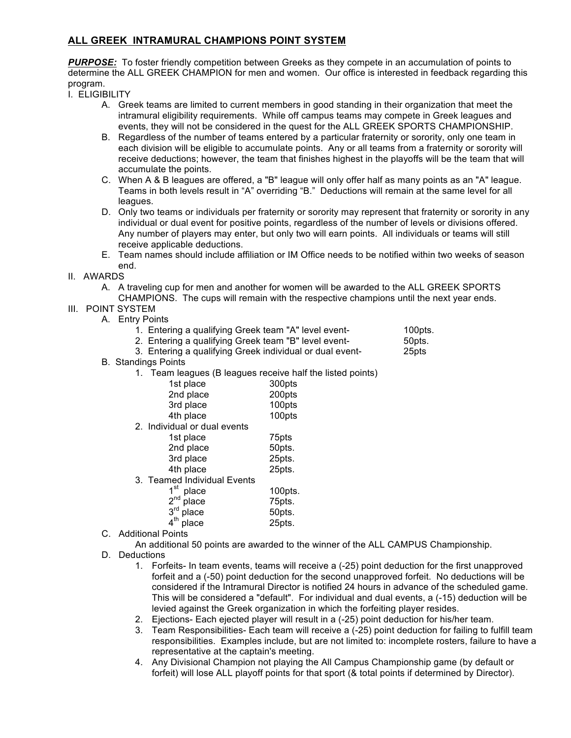# ALL GREEK INTRAMURAL CHAMPIONS POINT SYSTEM

***PURPOSE:*** To foster friendly competition between Greeks as they compete in an accumulation of points to determine the ALL GREEK CHAMPION for men and women. Our office is interested in feedback regarding this program.

I. ELIGIBILITY

- A. Greek teams are limited to current members in good standing in their organization that meet the intramural eligibility requirements. While off campus teams may compete in Greek leagues and events, they will not be considered in the quest for the ALL GREEK SPORTS CHAMPIONSHIP.
- B. Regardless of the number of teams entered by a particular fraternity or sorority, only one team in each division will be eligible to accumulate points. Any or all teams from a fraternity or sorority will receive deductions; however, the team that finishes highest in the playoffs will be the team that will accumulate the points.
- C. When A & B leagues are offered, a "B" league will only offer half as many points as an "A" league. Teams in both levels result in "A" overriding "B." Deductions will remain at the same level for all leagues.
- D. Only two teams or individuals per fraternity or sorority may represent that fraternity or sorority in any individual or dual event for positive points, regardless of the number of levels or divisions offered. Any number of players may enter, but only two will earn points. All individuals or teams will still receive applicable deductions.
- E. Team names should include affiliation or IM Office needs to be notified within two weeks of season end.

II. AWARDS

- A. A traveling cup for men and another for women will be awarded to the ALL GREEK SPORTS CHAMPIONS. The cups will remain with the respective champions until the next year ends.

III. POINT SYSTEM

- A. Entry Points
  1. Entering a qualifying Greek team "A" level event- 100pts.
  2. Entering a qualifying Greek team "B" level event- 50pts.
  3. Entering a qualifying Greek individual or dual event- 25pts
- B. Standings Points
  1. Team leagues (B leagues receive half the listed points)
     - 1st place 300pts
     - 2nd place 200pts
     - 3rd place 100pts
     - 4th place 100pts
  2. Individual or dual events
     - 1st place 75pts
     - 2nd place 50pts.
     - 3rd place 25pts.
     - 4th place 25pts.
  3. Teamed Individual Events
     - 1st place 100pts.
     - 2nd place 75pts.
     - 3rd place 50pts.
     - 4th place 25pts.
- C. Additional Points

  An additional 50 points are awarded to the winner of the ALL CAMPUS Championship.
- D. Deductions
  1. Forfeits- In team events, teams will receive a (-25) point deduction for the first unapproved forfeit and a (-50) point deduction for the second unapproved forfeit. No deductions will be considered if the Intramural Director is notified 24 hours in advance of the scheduled game. This will be considered a "default". For individual and dual events, a (-15) deduction will be levied against the Greek organization in which the forfeiting player resides.
  2. Ejections- Each ejected player will result in a (-25) point deduction for his/her team.
  3. Team Responsibilities- Each team will receive a (-25) point deduction for failing to fulfill team responsibilities. Examples include, but are not limited to: incomplete rosters, failure to have a representative at the captain's meeting.
  4. Any Divisional Champion not playing the All Campus Championship game (by default or forfeit) will lose ALL playoff points for that sport (& total points if determined by Director).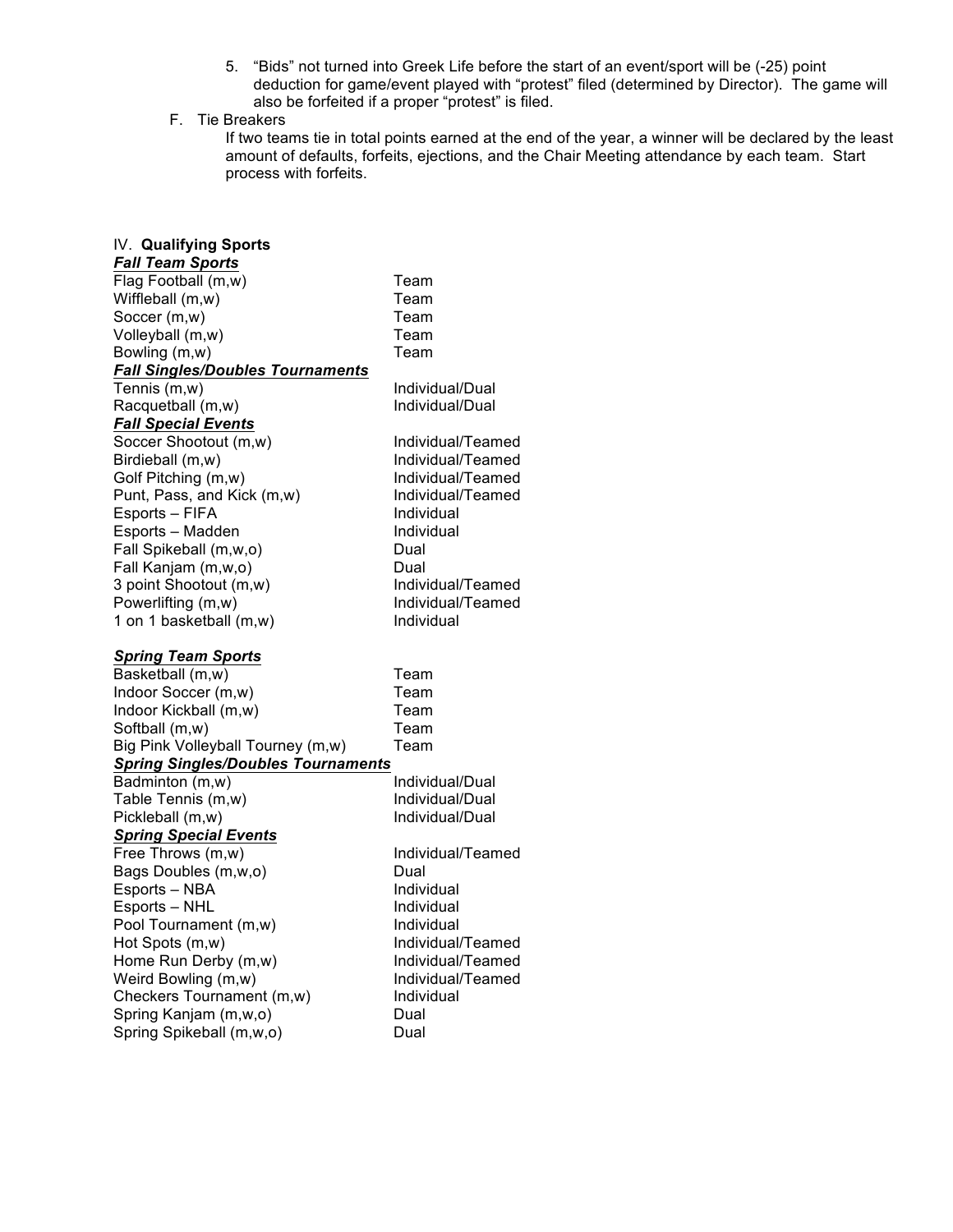5. "Bids" not turned into Greek Life before the start of an event/sport will be (-25) point deduction for game/event played with "protest" filed (determined by Director). The game will also be forfeited if a proper "protest" is filed.

F. Tie Breakers

If two teams tie in total points earned at the end of the year, a winner will be declared by the least amount of defaults, forfeits, ejections, and the Chair Meeting attendance by each team. Start process with forfeits.

## IV. **Qualifying Sports**

| | |
|---|---|
| ***<u>Fall Team Sports</u>*** | |
| Flag Football (m,w) | Team |
| Wiffleball (m,w) | Team |
| Soccer (m,w) | Team |
| Volleyball (m,w) | Team |
| Bowling (m,w) | Team |
| ***<u>Fall Singles/Doubles Tournaments</u>*** | |
| Tennis (m,w) | Individual/Dual |
| Racquetball (m,w) | Individual/Dual |
| ***<u>Fall Special Events</u>*** | |
| Soccer Shootout (m,w) | Individual/Teamed |
| Birdieball (m,w) | Individual/Teamed |
| Golf Pitching (m,w) | Individual/Teamed |
| Punt, Pass, and Kick (m,w) | Individual/Teamed |
| Esports – FIFA | Individual |
| Esports – Madden | Individual |
| Fall Spikeball (m,w,o) | Dual |
| Fall Kanjam (m,w,o) | Dual |
| 3 point Shootout (m,w) | Individual/Teamed |
| Powerlifting (m,w) | Individual/Teamed |
| 1 on 1 basketball (m,w) | Individual |
| | |
| ***<u>Spring Team Sports</u>*** | |
| Basketball (m,w) | Team |
| Indoor Soccer (m,w) | Team |
| Indoor Kickball (m,w) | Team |
| Softball (m,w) | Team |
| Big Pink Volleyball Tourney (m,w) | Team |
| ***<u>Spring Singles/Doubles Tournaments</u>*** | |
| Badminton (m,w) | Individual/Dual |
| Table Tennis (m,w) | Individual/Dual |
| Pickleball (m,w) | Individual/Dual |
| ***<u>Spring Special Events</u>*** | |
| Free Throws (m,w) | Individual/Teamed |
| Bags Doubles (m,w,o) | Dual |
| Esports – NBA | Individual |
| Esports – NHL | Individual |
| Pool Tournament (m,w) | Individual |
| Hot Spots (m,w) | Individual/Teamed |
| Home Run Derby (m,w) | Individual/Teamed |
| Weird Bowling (m,w) | Individual/Teamed |
| Checkers Tournament (m,w) | Individual |
| Spring Kanjam (m,w,o) | Dual |
| Spring Spikeball (m,w,o) | Dual |